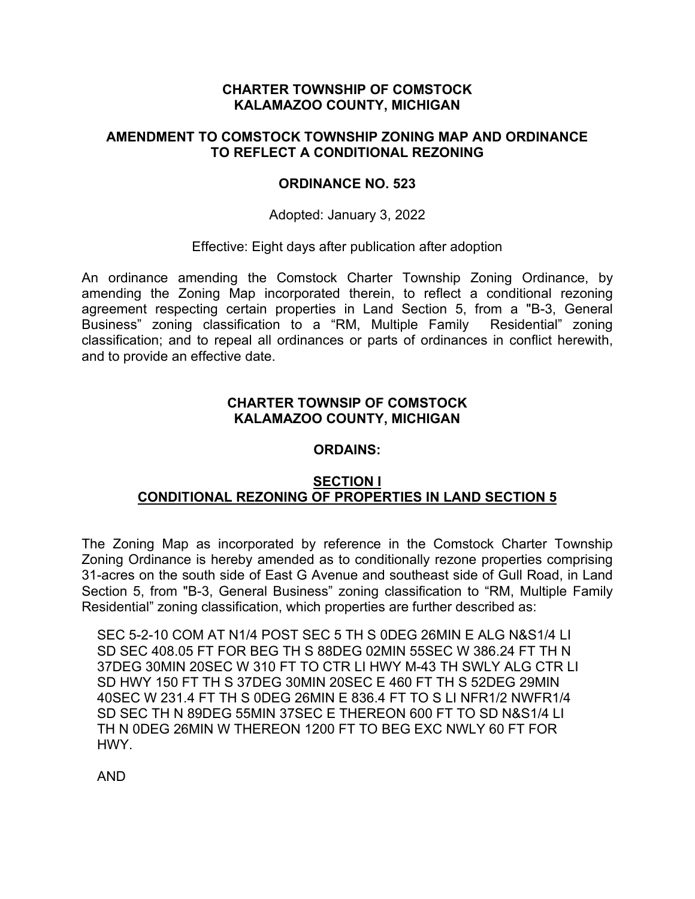**CHARTER TOWNSHIP OF COMSTOCK**
**KALAMAZOO COUNTY, MICHIGAN**

**AMENDMENT TO COMSTOCK TOWNSHIP ZONING MAP AND ORDINANCE TO REFLECT A CONDITIONAL REZONING**

**ORDINANCE NO. 523**

Adopted: January 3, 2022

Effective: Eight days after publication after adoption

An ordinance amending the Comstock Charter Township Zoning Ordinance, by amending the Zoning Map incorporated therein, to reflect a conditional rezoning agreement respecting certain properties in Land Section 5, from a "B-3, General Business" zoning classification to a "RM, Multiple Family Residential" zoning classification; and to repeal all ordinances or parts of ordinances in conflict herewith, and to provide an effective date.

**CHARTER TOWNSIP OF COMSTOCK**
**KALAMAZOO COUNTY, MICHIGAN**

**ORDAINS:**

**SECTION I**
**CONDITIONAL REZONING OF PROPERTIES IN LAND SECTION 5**

The Zoning Map as incorporated by reference in the Comstock Charter Township Zoning Ordinance is hereby amended as to conditionally rezone properties comprising 31-acres on the south side of East G Avenue and southeast side of Gull Road, in Land Section 5, from "B-3, General Business" zoning classification to "RM, Multiple Family Residential" zoning classification, which properties are further described as:

SEC 5-2-10 COM AT N1/4 POST SEC 5 TH S 0DEG 26MIN E ALG N&S1/4 LI SD SEC 408.05 FT FOR BEG TH S 88DEG 02MIN 55SEC W 386.24 FT TH N 37DEG 30MIN 20SEC W 310 FT TO CTR LI HWY M-43 TH SWLY ALG CTR LI SD HWY 150 FT TH S 37DEG 30MIN 20SEC E 460 FT TH S 52DEG 29MIN 40SEC W 231.4 FT TH S 0DEG 26MIN E 836.4 FT TO S LI NFR1/2 NWFR1/4 SD SEC TH N 89DEG 55MIN 37SEC E THEREON 600 FT TO SD N&S1/4 LI TH N 0DEG 26MIN W THEREON 1200 FT TO BEG EXC NWLY 60 FT FOR HWY.

AND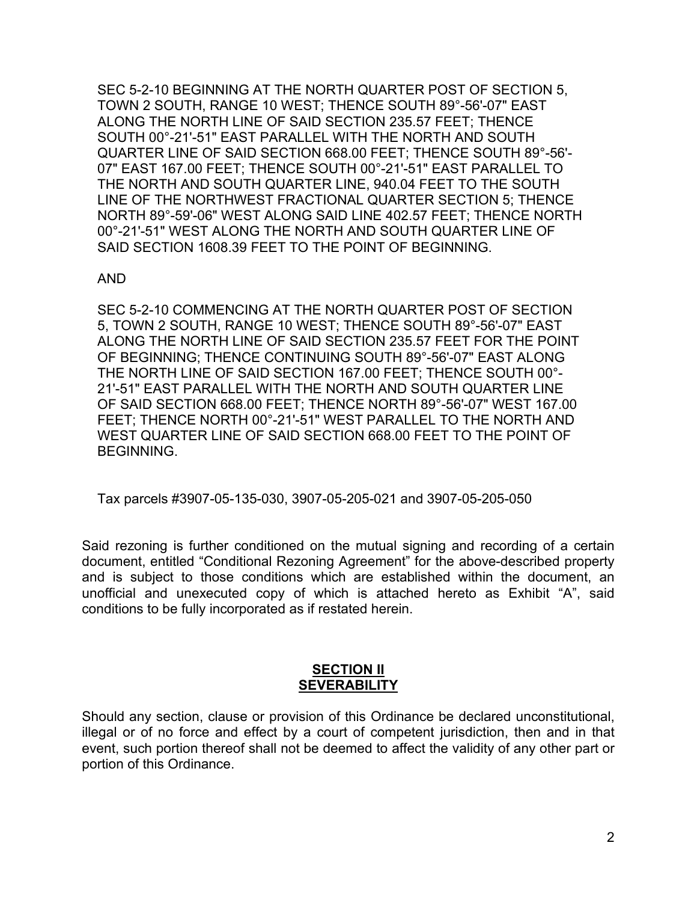SEC 5-2-10 BEGINNING AT THE NORTH QUARTER POST OF SECTION 5, TOWN 2 SOUTH, RANGE 10 WEST; THENCE SOUTH 89°-56'-07" EAST ALONG THE NORTH LINE OF SAID SECTION 235.57 FEET; THENCE SOUTH 00°-21'-51" EAST PARALLEL WITH THE NORTH AND SOUTH QUARTER LINE OF SAID SECTION 668.00 FEET; THENCE SOUTH 89°-56'-07" EAST 167.00 FEET; THENCE SOUTH 00°-21'-51" EAST PARALLEL TO THE NORTH AND SOUTH QUARTER LINE, 940.04 FEET TO THE SOUTH LINE OF THE NORTHWEST FRACTIONAL QUARTER SECTION 5; THENCE NORTH 89°-59'-06" WEST ALONG SAID LINE 402.57 FEET; THENCE NORTH 00°-21'-51" WEST ALONG THE NORTH AND SOUTH QUARTER LINE OF SAID SECTION 1608.39 FEET TO THE POINT OF BEGINNING.

AND

SEC 5-2-10 COMMENCING AT THE NORTH QUARTER POST OF SECTION 5, TOWN 2 SOUTH, RANGE 10 WEST; THENCE SOUTH 89°-56'-07" EAST ALONG THE NORTH LINE OF SAID SECTION 235.57 FEET FOR THE POINT OF BEGINNING; THENCE CONTINUING SOUTH 89°-56'-07" EAST ALONG THE NORTH LINE OF SAID SECTION 167.00 FEET; THENCE SOUTH 00°-21'-51" EAST PARALLEL WITH THE NORTH AND SOUTH QUARTER LINE OF SAID SECTION 668.00 FEET; THENCE NORTH 89°-56'-07" WEST 167.00 FEET; THENCE NORTH 00°-21'-51" WEST PARALLEL TO THE NORTH AND WEST QUARTER LINE OF SAID SECTION 668.00 FEET TO THE POINT OF BEGINNING.

Tax parcels #3907-05-135-030, 3907-05-205-021 and 3907-05-205-050

Said rezoning is further conditioned on the mutual signing and recording of a certain document, entitled "Conditional Rezoning Agreement" for the above-described property and is subject to those conditions which are established within the document, an unofficial and unexecuted copy of which is attached hereto as Exhibit "A", said conditions to be fully incorporated as if restated herein.

## SECTION II
## SEVERABILITY

Should any section, clause or provision of this Ordinance be declared unconstitutional, illegal or of no force and effect by a court of competent jurisdiction, then and in that event, such portion thereof shall not be deemed to affect the validity of any other part or portion of this Ordinance.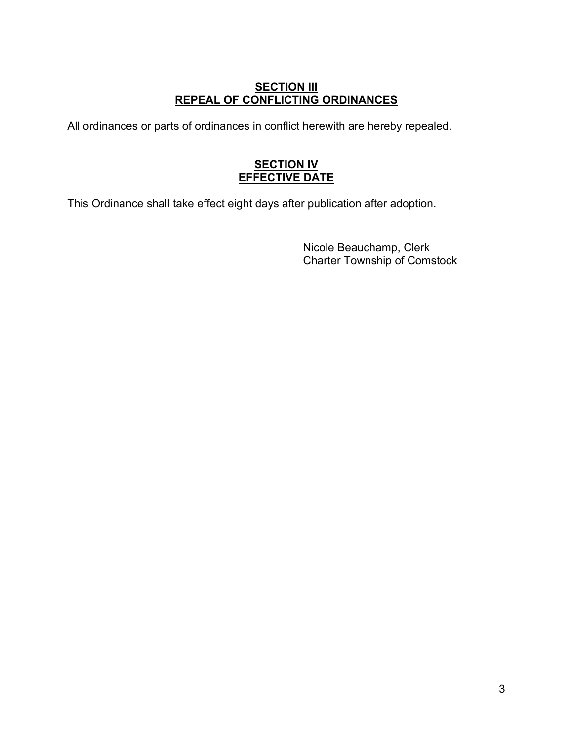## SECTION III
## REPEAL OF CONFLICTING ORDINANCES

All ordinances or parts of ordinances in conflict herewith are hereby repealed.

## SECTION IV
## EFFECTIVE DATE

This Ordinance shall take effect eight days after publication after adoption.

Nicole Beauchamp, Clerk
Charter Township of Comstock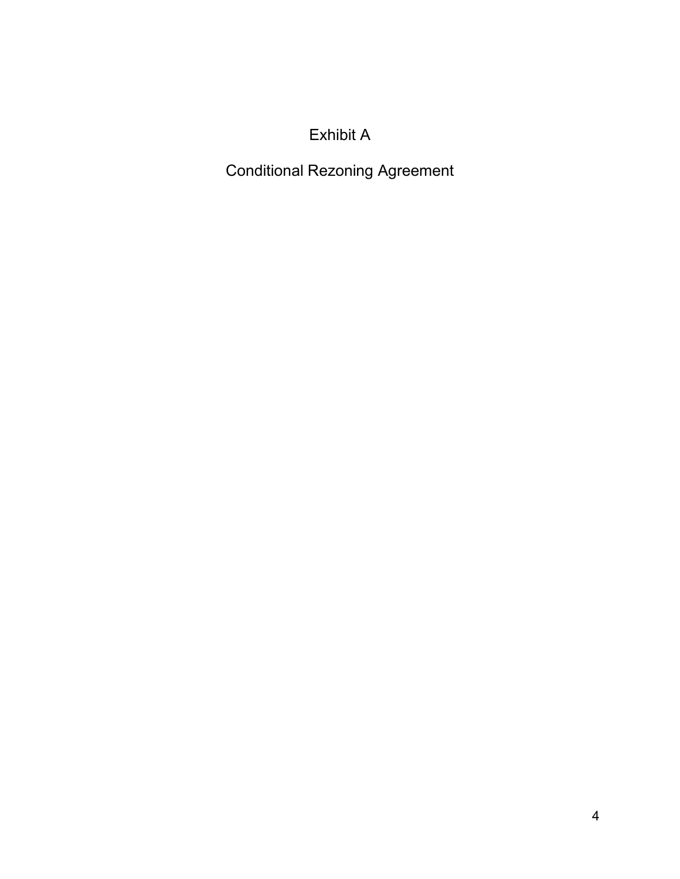# Exhibit A

## Conditional Rezoning Agreement